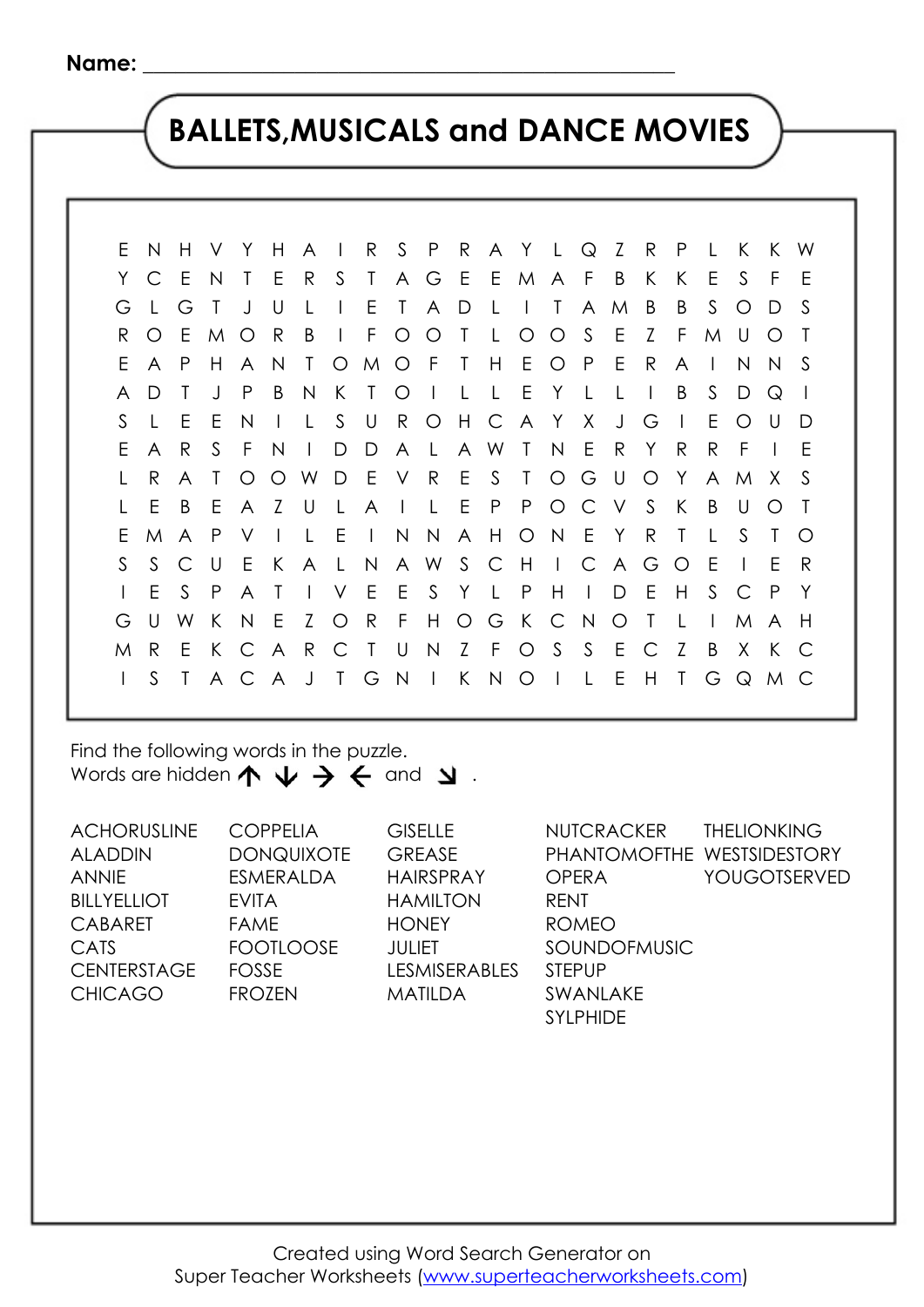Name: ___________________________________________

# BALLETS,MUSICALS and DANCE MOVIES

```
E N H V Y H A I R S P R A Y L Q Z R P L K K W
Y C E N T E R S T A G E E M A F B K K E S F E
G L G T J U L I E T A D L I T A M B B S O D S
R O E M O R B I F O O T L O O S E Z F M U O T
E A P H A N T O M O F T H E O P E R A I N N S
A D T J P B N K T O I L L E Y L L I B S D Q I
S L E E N I L S U R O H C A Y X J G I E O U D
E A R S F N I D D A L A W T N E R Y R R F I E
L R A T O O W D E V R E S T O G U O Y A M X S
L E B E A Z U L A I L E P P O C V S K B U O T
E M A P V I L E I N N A H O N E Y R T L S T O
S S C U E K A L N A W S C H I C A G O E I E R
I E S P A T I V E E S Y L P H I D E H S C P Y
G U W K N E Z O R F H O G K C N O T L I M A H
M R E K C A R C T U N Z F O S S E C Z B X K C
I S T A C A J T G N I K N O I L E H T G Q M C
```

Find the following words in the puzzle.
Words are hidden ↑ ↓ → ← and ↘ .

- ACHORUSLINE
- ALADDIN
- ANNIE
- BILLYELLIOT
- CABARET
- CATS
- CENTERSTAGE
- CHICAGO
- COPPELIA
- DONQUIXOTE
- ESMERALDA
- EVITA
- FAME
- FOOTLOOSE
- FOSSE
- FROZEN
- GISELLE
- GREASE
- HAIRSPRAY
- HAMILTON
- HONEY
- JULIET
- LESMISERABLES
- MATILDA
- NUTCRACKER
- PHANTOMOFTHE OPERA
- RENT
- ROMEO
- SOUNDOFMUSIC
- STEPUP
- SWANLAKE
- SYLPHIDE
- THELIONKING
- WESTSIDESTORY
- YOUGOTSERVED

Created using Word Search Generator on
Super Teacher Worksheets (www.superteacherworksheets.com)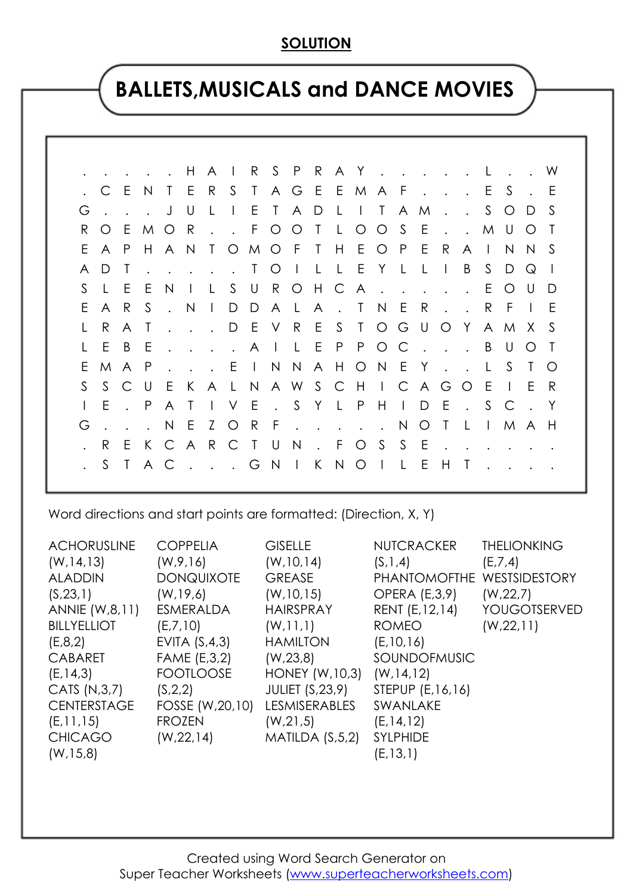**SOLUTION**

# BALLETS,MUSICALS and DANCE MOVIES

```
. . . . . H A I R S P R A Y . . . . . L . . W
. C E N T E R S T A G E E M A F . . . E S . E
G . . . J U L I E T A D L I T A M . . S O D S
R O E M O R . . F O O T L O O S E . . M U O T
E A P H A N T O M O F T H E O P E R A I N N S
A D T . . . . . T O I L L E Y L L I B S D Q I
S L E E N I L S U R O H C A . . . . . E O U D
E A R S . N I D D A L A . T N E R . . R F I E
L R A T . . . D E V R E S T O G U O Y A M X S
L E B E . . . . A I L E P P O C . . . B U O T
E M A P . . . E I N N A H O N E Y . . L S T O
S S C U E K A L N A W S C H I C A G O E I E R
I E . P A T I V E . S Y L P H I D E . S C . Y
G . . . N E Z O R F . . . . . . N O T L I M A H
. R E K C A R C T U N . F O S S E . . . . . .
. S T A C . . . G N I K N O I L E H T . . . .
```

Word directions and start points are formatted: (Direction, X, Y)

ACHORUSLINE (W,14,13)
ALADDIN (S,23,1)
ANNIE (W,8,11)
BILLYELLIOT (E,8,2)
CABARET (E,14,3)
CATS (N,3,7)
CENTERSTAGE (E,11,15)
CHICAGO (W,15,8)
COPPELIA (W,9,16)
DONQUIXOTE (W,19,6)
ESMERALDA (E,7,10)
EVITA (S,4,3)
FAME (E,3,2)
FOOTLOOSE (S,2,2)
FOSSE (W,20,10)
FROZEN (W,22,14)
GISELLE (W,10,14)
GREASE (W,10,15)
HAIRSPRAY (W,11,1)
HAMILTON (W,23,8)
HONEY (W,10,3)
JULIET (S,23,9)
LESMISERABLES (W,21,5)
MATILDA (S,5,2)
NUTCRACKER (S,1,4)
PHANTOMOFTHE OPERA (E,3,9)
RENT (E,12,14)
ROMEO (E,10,16)
SOUNDOFMUSIC (W,14,12)
STEPUP (E,16,16)
SWANLAKE (E,14,12)
SYLPHIDE (E,13,1)
THELIONKING (E,7,4)
WESTSIDESTORY (W,22,7)
YOUGOTSERVED (W,22,11)

Created using Word Search Generator on Super Teacher Worksheets (www.superteacherworksheets.com)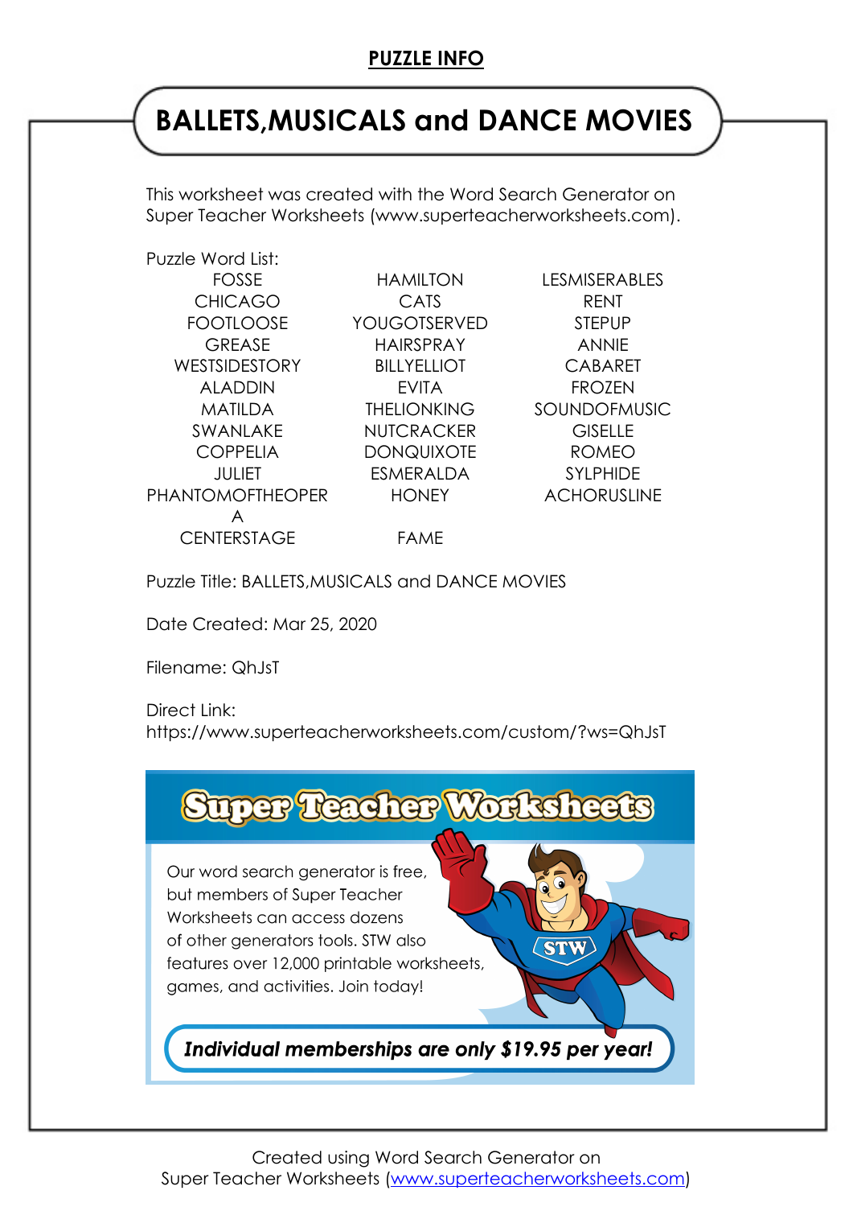**PUZZLE INFO**

# BALLETS,MUSICALS and DANCE MOVIES

This worksheet was created with the Word Search Generator on Super Teacher Worksheets (www.superteacherworksheets.com).

Puzzle Word List:

| | | |
|---|---|---|
| FOSSE | HAMILTON | LESMISERABLES |
| CHICAGO | CATS | RENT |
| FOOTLOOSE | YOUGOTSERVED | STEPUP |
| GREASE | HAIRSPRAY | ANNIE |
| WESTSIDESTORY | BILLYELLIOT | CABARET |
| ALADDIN | EVITA | FROZEN |
| MATILDA | THELIONKING | SOUNDOFMUSIC |
| SWANLAKE | NUTCRACKER | GISELLE |
| COPPELIA | DONQUIXOTE | ROMEO |
| JULIET | ESMERALDA | SYLPHIDE |
| PHANTOMOFTHEOPERA | HONEY | ACHORUSLINE |
| CENTERSTAGE | FAME | |

Puzzle Title: BALLETS,MUSICALS and DANCE MOVIES

Date Created: Mar 25, 2020

Filename: QhJsT

Direct Link:
https://www.superteacherworksheets.com/custom/?ws=QhJsT

**Super Teacher Worksheets**

Our word search generator is free, but members of Super Teacher Worksheets can access dozens of other generators tools. STW also features over 12,000 printable worksheets, games, and activities. Join today!

***Individual memberships are only $19.95 per year!***

Created using Word Search Generator on
Super Teacher Worksheets (www.superteacherworksheets.com)